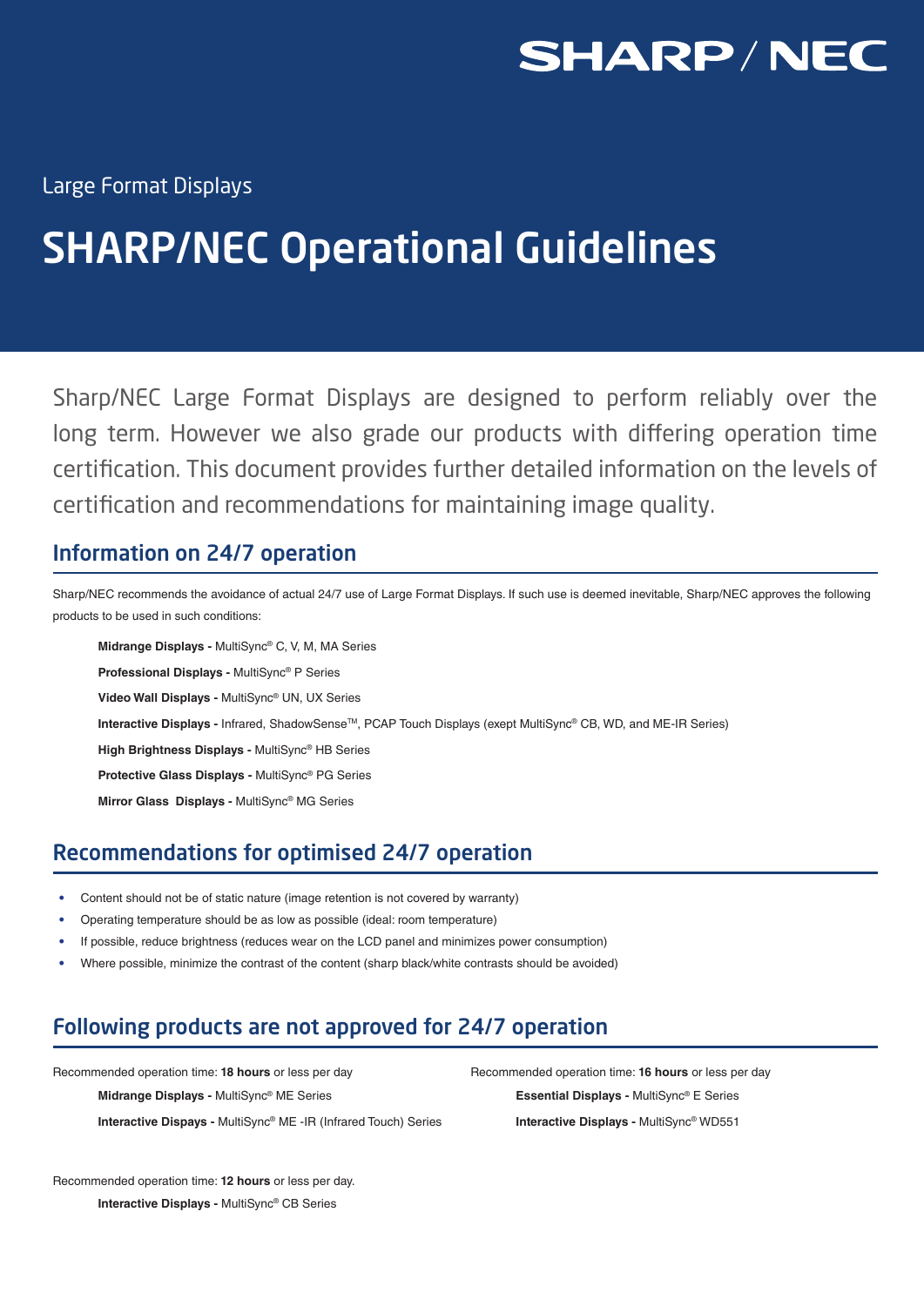SHARP / NEC

Large Format Displays

# SHARP/NEC Operational Guidelines

Sharp/NEC Large Format Displays are designed to perform reliably over the long term. However we also grade our products with differing operation time certification. This document provides further detailed information on the levels of certification and recommendations for maintaining image quality.

## Information on 24/7 operation

Sharp/NEC recommends the avoidance of actual 24/7 use of Large Format Displays. If such use is deemed inevitable, Sharp/NEC approves the following products to be used in such conditions:

**Midrange Displays -** MultiSync® C, V, M, MA Series

**Professional Displays -** MultiSync® P Series

**Video Wall Displays -** MultiSync® UN, UX Series

**Interactive Displays -** Infrared, ShadowSense™, PCAP Touch Displays (exept MultiSync® CB, WD, and ME-IR Series)

**High Brightness Displays -** MultiSync® HB Series

**Protective Glass Displays -** MultiSync® PG Series

**Mirror Glass Displays -** MultiSync® MG Series

## Recommendations for optimised 24/7 operation

- Content should not be of static nature (image retention is not covered by warranty)
- Operating temperature should be as low as possible (ideal: room temperature)
- If possible, reduce brightness (reduces wear on the LCD panel and minimizes power consumption)
- Where possible, minimize the contrast of the content (sharp black/white contrasts should be avoided)

## Following products are not approved for 24/7 operation

Recommended operation time: **18 hours** or less per day

**Midrange Displays -** MultiSync® ME Series

**Interactive Dispays -** MultiSync® ME -IR (Infrared Touch) Series

Recommended operation time: **16 hours** or less per day

**Essential Displays -** MultiSync® E Series

**Interactive Displays -** MultiSync® WD551

Recommended operation time: **12 hours** or less per day.

**Interactive Displays -** MultiSync® CB Series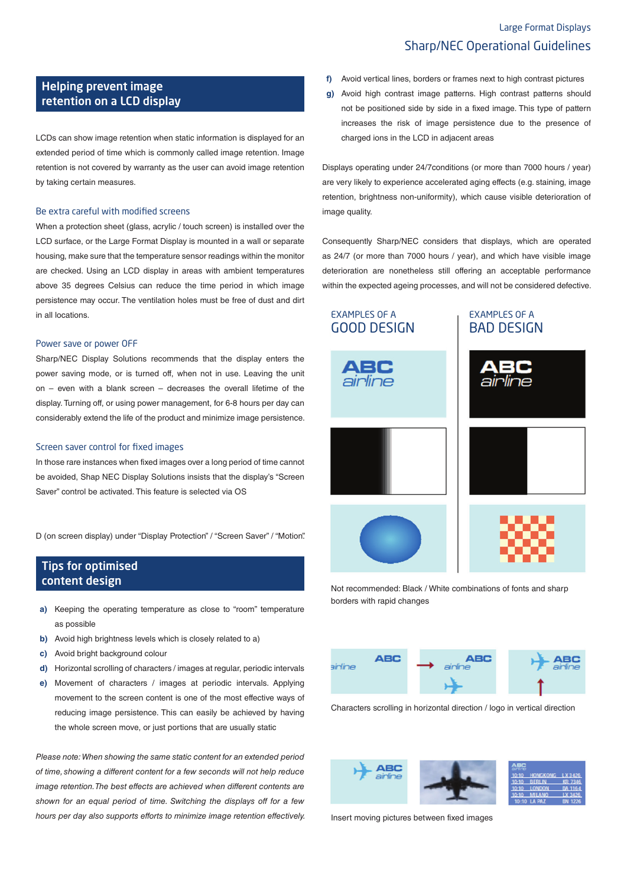## Helping prevent image retention on a LCD display

LCDs can show image retention when static information is displayed for an extended period of time which is commonly called image retention. Image retention is not covered by warranty as the user can avoid image retention by taking certain measures.

### Be extra careful with modified screens

When a protection sheet (glass, acrylic / touch screen) is installed over the LCD surface, or the Large Format Display is mounted in a wall or separate housing, make sure that the temperature sensor readings within the monitor are checked. Using an LCD display in areas with ambient temperatures above 35 degrees Celsius can reduce the time period in which image persistence may occur. The ventilation holes must be free of dust and dirt in all locations.

### Power save or power OFF

Sharp/NEC Display Solutions recommends that the display enters the power saving mode, or is turned off, when not in use. Leaving the unit on – even with a blank screen – decreases the overall lifetime of the display. Turning off, or using power management, for 6-8 hours per day can considerably extend the life of the product and minimize image persistence.

### Screen saver control for fixed images

In those rare instances when fixed images over a long period of time cannot be avoided, Shap NEC Display Solutions insists that the display's "Screen Saver" control be activated. This feature is selected via OS

D (on screen display) under "Display Protection" / "Screen Saver" / "Motion".

## Tips for optimised content design

- **a)** Keeping the operating temperature as close to "room" temperature as possible
- **b)** Avoid high brightness levels which is closely related to a)
- **c)** Avoid bright background colour
- **d)** Horizontal scrolling of characters / images at regular, periodic intervals
- **e)** Movement of characters / images at periodic intervals. Applying movement to the screen content is one of the most effective ways of reducing image persistence. This can easily be achieved by having the whole screen move, or just portions that are usually static

*Please note: When showing the same static content for an extended period of time, showing a different content for a few seconds will not help reduce image retention. The best effects are achieved when different contents are shown for an equal period of time. Switching the displays off for a few hours per day also supports efforts to minimize image retention effectively.*

- **f)** Avoid vertical lines, borders or frames next to high contrast pictures
- **g)** Avoid high contrast image patterns. High contrast patterns should not be positioned side by side in a fixed image. This type of pattern increases the risk of image persistence due to the presence of charged ions in the LCD in adjacent areas

Displays operating under 24/7conditions (or more than 7000 hours / year) are very likely to experience accelerated aging effects (e.g. staining, image retention, brightness non-uniformity), which cause visible deterioration of image quality.

Consequently Sharp/NEC considers that displays, which are operated as 24/7 (or more than 7000 hours / year), and which have visible image deterioration are nonetheless still offering an acceptable performance within the expected ageing processes, and will not be considered defective.

EXAMPLES OF A **GOOD DESIGN**

EXAMPLES OF A **BAD DESIGN**

Not recommended: Black / White combinations of fonts and sharp borders with rapid changes

Characters scrolling in horizontal direction / logo in vertical direction

Insert moving pictures between fixed images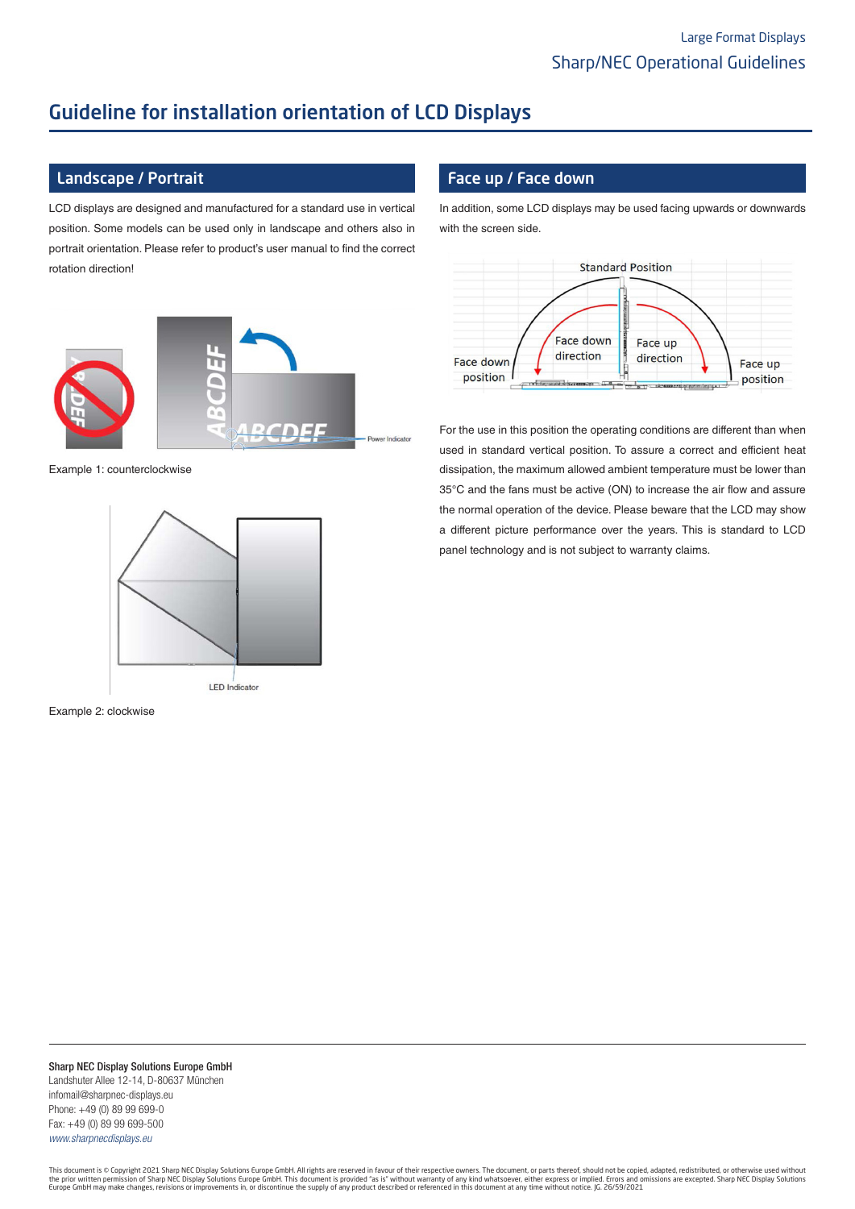# Guideline for installation orientation of LCD Displays

## Landscape / Portrait

LCD displays are designed and manufactured for a standard use in vertical position. Some models can be used only in landscape and others also in portrait orientation. Please refer to product's user manual to find the correct rotation direction!

ABCDEF

ABCDEF

Power Indicator

Example 1: counterclockwise

LED Indicator

Example 2: clockwise

## Face up / Face down

In addition, some LCD displays may be used facing upwards or downwards with the screen side.

Standard Position

Face down direction

Face up direction

Face down position

Face up position

For the use in this position the operating conditions are different than when used in standard vertical position. To assure a correct and efficient heat dissipation, the maximum allowed ambient temperature must be lower than 35°C and the fans must be active (ON) to increase the air flow and assure the normal operation of the device. Please beware that the LCD may show a different picture performance over the years. This is standard to LCD panel technology and is not subject to warranty claims.

**Sharp NEC Display Solutions Europe GmbH**
Landshuter Allee 12-14, D-80637 München
infomail@sharpnec-displays.eu
Phone: +49 (0) 89 99 699-0
Fax: +49 (0) 89 99 699-500
*www.sharpnecdisplays.eu*

This document is © Copyright 2021 Sharp NEC Display Solutions Europe GmbH. All rights are reserved in favour of their respective owners. The document, or parts thereof, should not be copied, adapted, redistributed, or otherwise used without the prior written permission of Sharp NEC Display Solutions Europe GmbH. This document is provided "as is" without warranty of any kind whatsoever, either express or implied. Errors and omissions are excepted. Sharp NEC Display Solutions Europe GmbH may make changes, revisions or improvements in, or discontinue the supply of any product described or referenced in this document at any time without notice. JG. 26/59/2021